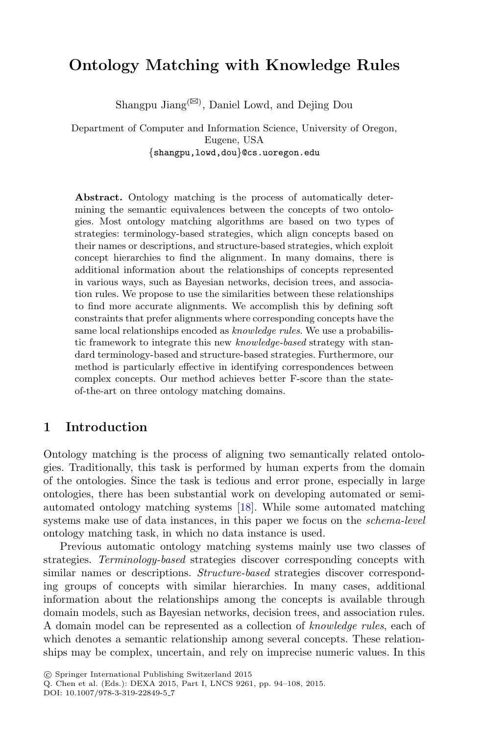# Ontology Matching with Knowledge Rules

Shangpu Jiang[(✉)], Daniel Lowd, and Dejing Dou

Department of Computer and Information Science, University of Oregon, Eugene, USA
{shangpu,lowd,dou}@cs.uoregon.edu

**Abstract.** Ontology matching is the process of automatically determining the semantic equivalences between the concepts of two ontologies. Most ontology matching algorithms are based on two types of strategies: terminology-based strategies, which align concepts based on their names or descriptions, and structure-based strategies, which exploit concept hierarchies to find the alignment. In many domains, there is additional information about the relationships of concepts represented in various ways, such as Bayesian networks, decision trees, and association rules. We propose to use the similarities between these relationships to find more accurate alignments. We accomplish this by defining soft constraints that prefer alignments where corresponding concepts have the same local relationships encoded as *knowledge rules*. We use a probabilistic framework to integrate this new *knowledge-based* strategy with standard terminology-based and structure-based strategies. Furthermore, our method is particularly effective in identifying correspondences between complex concepts. Our method achieves better F-score than the state-of-the-art on three ontology matching domains.

## 1 Introduction

Ontology matching is the process of aligning two semantically related ontologies. Traditionally, this task is performed by human experts from the domain of the ontologies. Since the task is tedious and error prone, especially in large ontologies, there has been substantial work on developing automated or semi-automated ontology matching systems [18]. While some automated matching systems make use of data instances, in this paper we focus on the *schema-level* ontology matching task, in which no data instance is used.

Previous automatic ontology matching systems mainly use two classes of strategies. *Terminology-based* strategies discover corresponding concepts with similar names or descriptions. *Structure-based* strategies discover corresponding groups of concepts with similar hierarchies. In many cases, additional information about the relationships among the concepts is available through domain models, such as Bayesian networks, decision trees, and association rules. A domain model can be represented as a collection of *knowledge rules*, each of which denotes a semantic relationship among several concepts. These relationships may be complex, uncertain, and rely on imprecise numeric values. In this

© Springer International Publishing Switzerland 2015
Q. Chen et al. (Eds.): DEXA 2015, Part I, LNCS 9261, pp. 94–108, 2015.
DOI: 10.1007/978-3-319-22849-5_7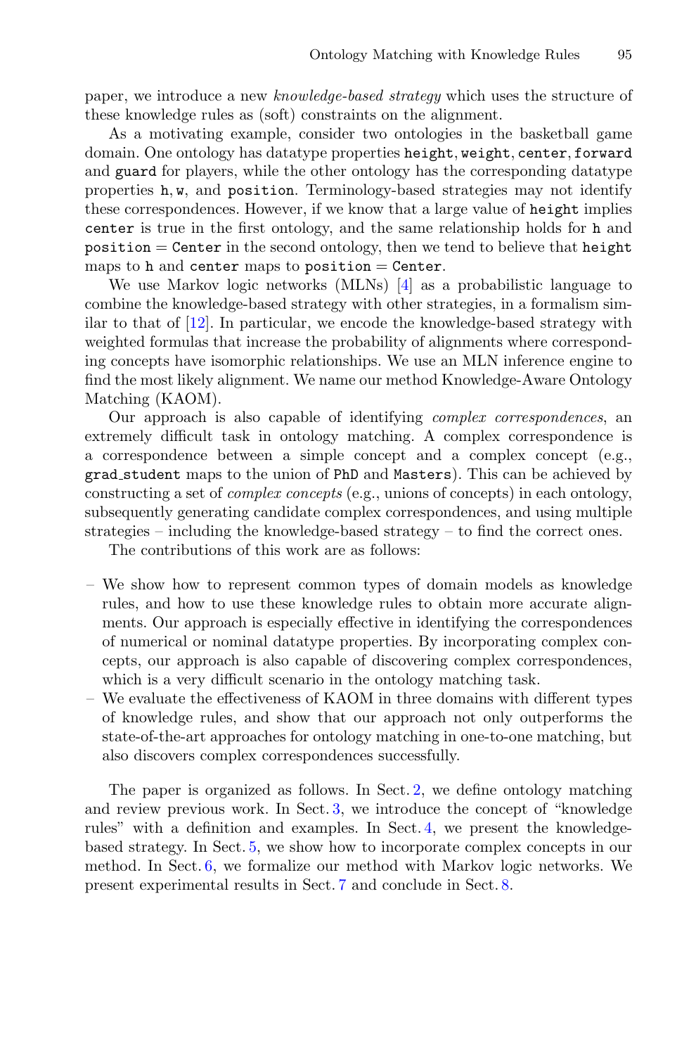paper, we introduce a new *knowledge-based strategy* which uses the structure of these knowledge rules as (soft) constraints on the alignment.

As a motivating example, consider two ontologies in the basketball game domain. One ontology has datatype properties `height`, `weight`, `center`, `forward` and `guard` for players, while the other ontology has the corresponding datatype properties `h`, `w`, and `position`. Terminology-based strategies may not identify these correspondences. However, if we know that a large value of `height` implies `center` is true in the first ontology, and the same relationship holds for `h` and `position` = `Center` in the second ontology, then we tend to believe that `height` maps to `h` and `center` maps to `position` = `Center`.

We use Markov logic networks (MLNs) [4] as a probabilistic language to combine the knowledge-based strategy with other strategies, in a formalism similar to that of [12]. In particular, we encode the knowledge-based strategy with weighted formulas that increase the probability of alignments where corresponding concepts have isomorphic relationships. We use an MLN inference engine to find the most likely alignment. We name our method Knowledge-Aware Ontology Matching (KAOM).

Our approach is also capable of identifying *complex correspondences*, an extremely difficult task in ontology matching. A complex correspondence is a correspondence between a simple concept and a complex concept (e.g., `grad_student` maps to the union of `PhD` and `Masters`). This can be achieved by constructing a set of *complex concepts* (e.g., unions of concepts) in each ontology, subsequently generating candidate complex correspondences, and using multiple strategies – including the knowledge-based strategy – to find the correct ones.

The contributions of this work are as follows:

- We show how to represent common types of domain models as knowledge rules, and how to use these knowledge rules to obtain more accurate alignments. Our approach is especially effective in identifying the correspondences of numerical or nominal datatype properties. By incorporating complex concepts, our approach is also capable of discovering complex correspondences, which is a very difficult scenario in the ontology matching task.
- We evaluate the effectiveness of KAOM in three domains with different types of knowledge rules, and show that our approach not only outperforms the state-of-the-art approaches for ontology matching in one-to-one matching, but also discovers complex correspondences successfully.

The paper is organized as follows. In Sect. 2, we define ontology matching and review previous work. In Sect. 3, we introduce the concept of "knowledge rules" with a definition and examples. In Sect. 4, we present the knowledge-based strategy. In Sect. 5, we show how to incorporate complex concepts in our method. In Sect. 6, we formalize our method with Markov logic networks. We present experimental results in Sect. 7 and conclude in Sect. 8.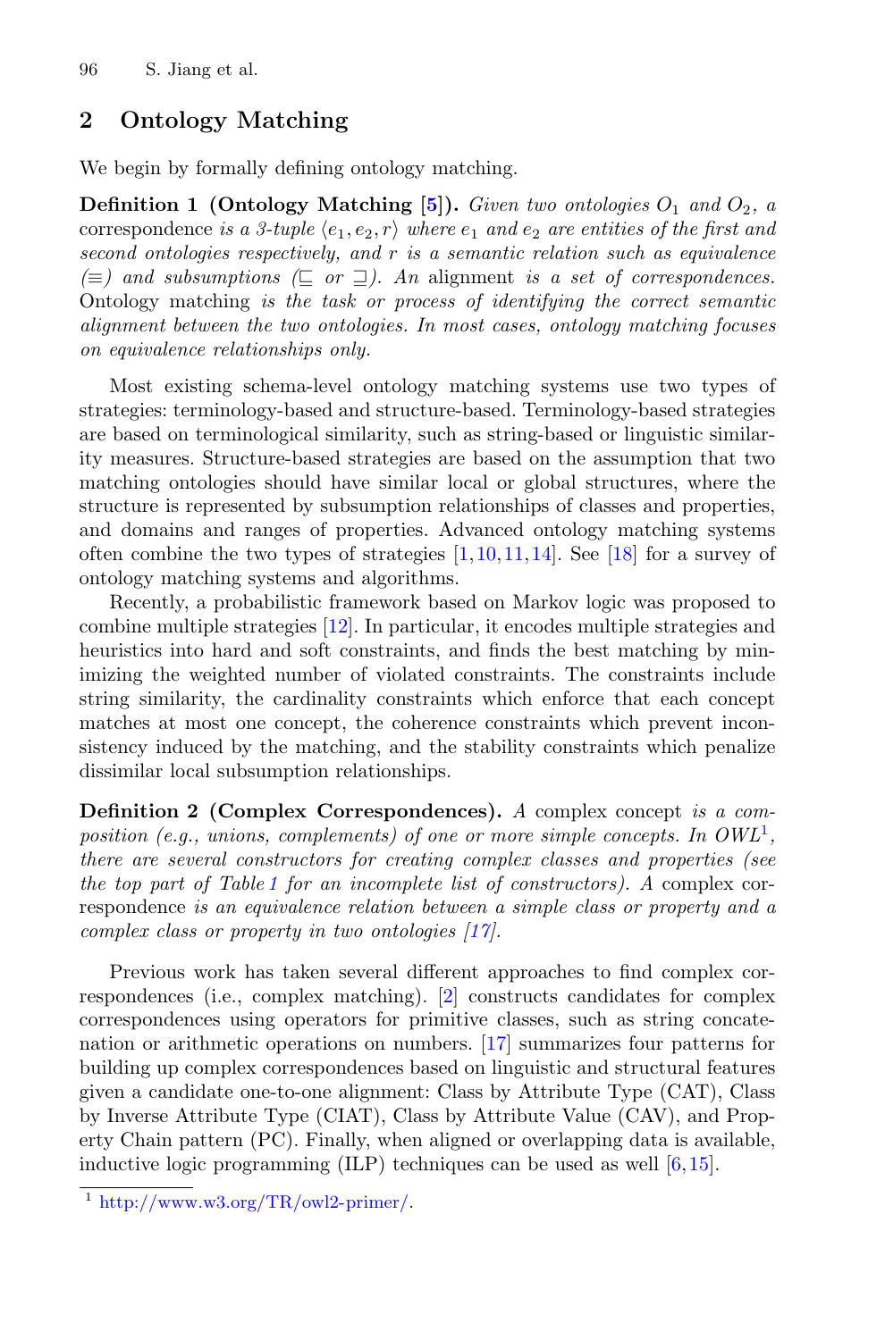## 2 Ontology Matching

We begin by formally defining ontology matching.

**Definition 1 (Ontology Matching [5]).** *Given two ontologies $O_1$ and $O_2$, a* correspondence *is a 3-tuple $\langle e_1, e_2, r \rangle$ where $e_1$ and $e_2$ are entities of the first and second ontologies respectively, and $r$ is a semantic relation such as equivalence ($\equiv$) and subsumptions ($\sqsubseteq$ or $\sqsupseteq$). An* alignment *is a set of correspondences.* Ontology matching *is the task or process of identifying the correct semantic alignment between the two ontologies. In most cases, ontology matching focuses on equivalence relationships only.*

Most existing schema-level ontology matching systems use two types of strategies: terminology-based and structure-based. Terminology-based strategies are based on terminological similarity, such as string-based or linguistic similarity measures. Structure-based strategies are based on the assumption that two matching ontologies should have similar local or global structures, where the structure is represented by subsumption relationships of classes and properties, and domains and ranges of properties. Advanced ontology matching systems often combine the two types of strategies [1,10,11,14]. See [18] for a survey of ontology matching systems and algorithms.

Recently, a probabilistic framework based on Markov logic was proposed to combine multiple strategies [12]. In particular, it encodes multiple strategies and heuristics into hard and soft constraints, and finds the best matching by minimizing the weighted number of violated constraints. The constraints include string similarity, the cardinality constraints which enforce that each concept matches at most one concept, the coherence constraints which prevent inconsistency induced by the matching, and the stability constraints which penalize dissimilar local subsumption relationships.

**Definition 2 (Complex Correspondences).** *A* complex concept *is a composition (e.g., unions, complements) of one or more simple concepts. In OWL[1], there are several constructors for creating complex classes and properties (see the top part of Table 1 for an incomplete list of constructors). A* complex correspondence *is an equivalence relation between a simple class or property and a complex class or property in two ontologies [17].*

Previous work has taken several different approaches to find complex correspondences (i.e., complex matching). [2] constructs candidates for complex correspondences using operators for primitive classes, such as string concatenation or arithmetic operations on numbers. [17] summarizes four patterns for building up complex correspondences based on linguistic and structural features given a candidate one-to-one alignment: Class by Attribute Type (CAT), Class by Inverse Attribute Type (CIAT), Class by Attribute Value (CAV), and Property Chain pattern (PC). Finally, when aligned or overlapping data is available, inductive logic programming (ILP) techniques can be used as well [6,15].

[1] http://www.w3.org/TR/owl2-primer/.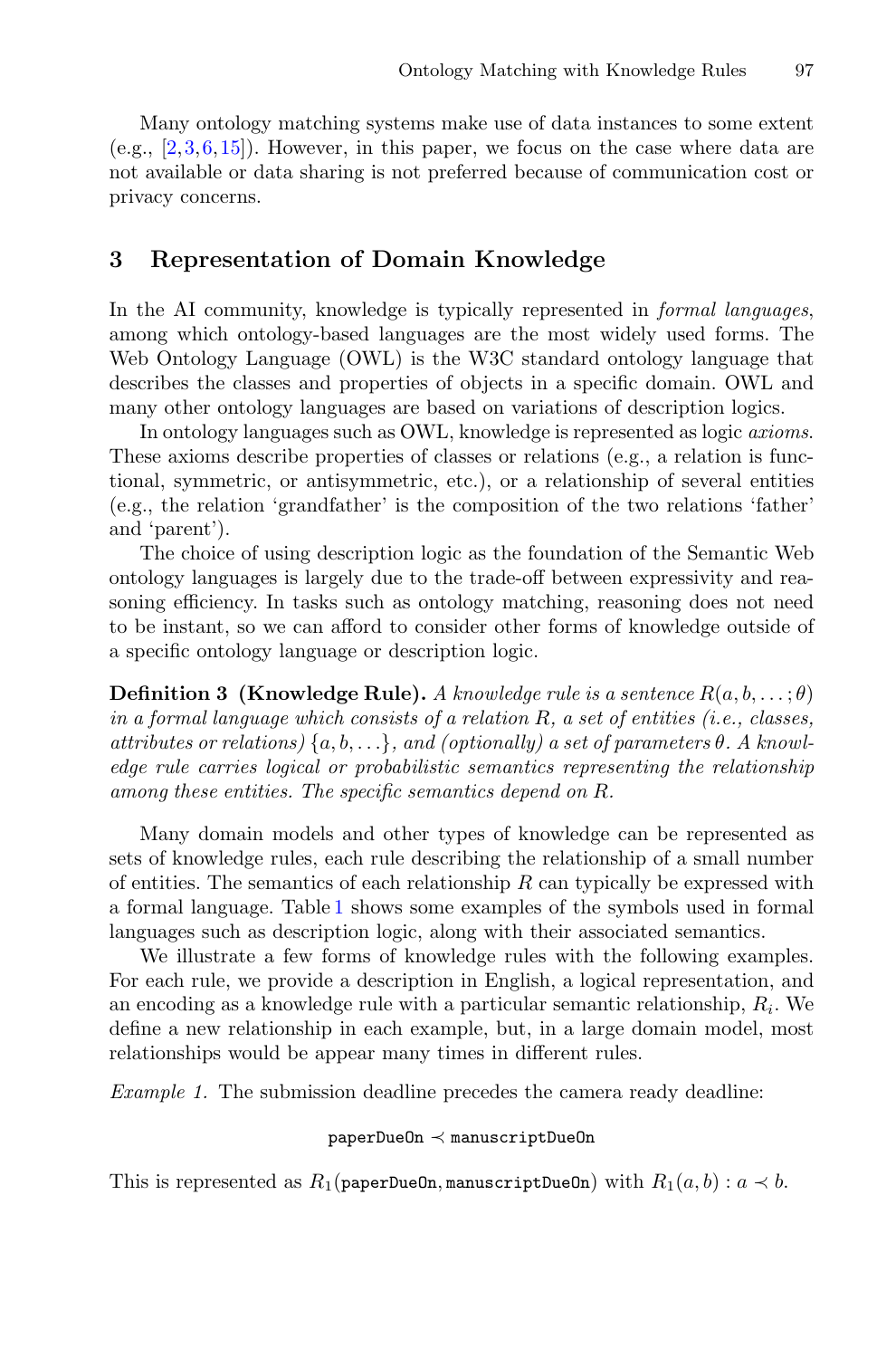Many ontology matching systems make use of data instances to some extent (e.g., [2,3,6,15]). However, in this paper, we focus on the case where data are not available or data sharing is not preferred because of communication cost or privacy concerns.

## 3 Representation of Domain Knowledge

In the AI community, knowledge is typically represented in *formal languages*, among which ontology-based languages are the most widely used forms. The Web Ontology Language (OWL) is the W3C standard ontology language that describes the classes and properties of objects in a specific domain. OWL and many other ontology languages are based on variations of description logics.

In ontology languages such as OWL, knowledge is represented as logic *axioms*. These axioms describe properties of classes or relations (e.g., a relation is functional, symmetric, or antisymmetric, etc.), or a relationship of several entities (e.g., the relation 'grandfather' is the composition of the two relations 'father' and 'parent').

The choice of using description logic as the foundation of the Semantic Web ontology languages is largely due to the trade-off between expressivity and reasoning efficiency. In tasks such as ontology matching, reasoning does not need to be instant, so we can afford to consider other forms of knowledge outside of a specific ontology language or description logic.

**Definition 3 (Knowledge Rule).** *A knowledge rule is a sentence $R(a, b, \ldots; \theta)$ in a formal language which consists of a relation $R$, a set of entities (i.e., classes, attributes or relations) $\{a, b, \ldots\}$, and (optionally) a set of parameters $\theta$. A knowledge rule carries logical or probabilistic semantics representing the relationship among these entities. The specific semantics depend on $R$.*

Many domain models and other types of knowledge can be represented as sets of knowledge rules, each rule describing the relationship of a small number of entities. The semantics of each relationship $R$ can typically be expressed with a formal language. Table 1 shows some examples of the symbols used in formal languages such as description logic, along with their associated semantics.

We illustrate a few forms of knowledge rules with the following examples. For each rule, we provide a description in English, a logical representation, and an encoding as a knowledge rule with a particular semantic relationship, $R_i$. We define a new relationship in each example, but, in a large domain model, most relationships would be appear many times in different rules.

*Example 1.* The submission deadline precedes the camera ready deadline:

$$\texttt{paperDueOn} \prec \texttt{manuscriptDueOn}$$

This is represented as $R_1(\texttt{paperDueOn}, \texttt{manuscriptDueOn})$ with $R_1(a, b) : a \prec b$.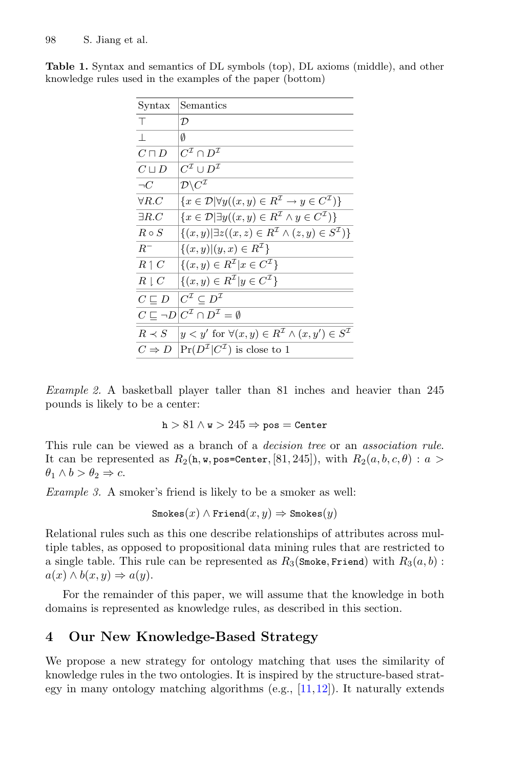**Table 1.** Syntax and semantics of DL symbols (top), DL axioms (middle), and other knowledge rules used in the examples of the paper (bottom)

| Syntax | Semantics |
|---|---|
| $\top$ | $\mathcal{D}$ |
| $\bot$ | $\emptyset$ |
| $C \sqcap D$ | $C^{\mathcal{I}} \cap D^{\mathcal{I}}$ |
| $C \sqcup D$ | $C^{\mathcal{I}} \cup D^{\mathcal{I}}$ |
| $\neg C$ | $\mathcal{D} \backslash C^{\mathcal{I}}$ |
| $\forall R.C$ | $\{x \in \mathcal{D} \| \forall y((x,y) \in R^{\mathcal{I}} \rightarrow y \in C^{\mathcal{I}})\}$ |
| $\exists R.C$ | $\{x \in \mathcal{D} \| \exists y((x,y) \in R^{\mathcal{I}} \wedge y \in C^{\mathcal{I}})\}$ |
| $R \circ S$ | $\{(x,y) \| \exists z((x,z) \in R^{\mathcal{I}} \wedge (z,y) \in S^{\mathcal{I}})\}$ |
| $R^{-}$ | $\{(x,y) \| (y,x) \in R^{\mathcal{I}}\}$ |
| $R \upharpoonleft C$ | $\{(x,y) \in R^{\mathcal{I}} \| x \in C^{\mathcal{I}}\}$ |
| $R \downharpoonleft C$ | $\{(x,y) \in R^{\mathcal{I}} \| y \in C^{\mathcal{I}}\}$ |
| $C \sqsubseteq D$ | $C^{\mathcal{I}} \subseteq D^{\mathcal{I}}$ |
| $C \sqsubseteq \neg D$ | $C^{\mathcal{I}} \cap D^{\mathcal{I}} = \emptyset$ |
| $R \prec S$ | $y < y'$ for $\forall (x,y) \in R^{\mathcal{I}} \wedge (x,y') \in S^{\mathcal{I}}$ |
| $C \Rightarrow D$ | $\Pr(D^{\mathcal{I}} \| C^{\mathcal{I}})$ is close to 1 |

*Example 2.* A basketball player taller than 81 inches and heavier than 245 pounds is likely to be a center:

$$\texttt{h} > 81 \wedge \texttt{w} > 245 \Rightarrow \texttt{pos} = \texttt{Center}$$

This rule can be viewed as a branch of a *decision tree* or an *association rule*. It can be represented as $R_2(\texttt{h}, \texttt{w}, \texttt{pos=Center}, [81, 245])$, with $R_2(a, b, c, \theta) : a > \theta_1 \wedge b > \theta_2 \Rightarrow c$.

*Example 3.* A smoker's friend is likely to be a smoker as well:

$$\texttt{Smokes}(x) \wedge \texttt{Friend}(x, y) \Rightarrow \texttt{Smokes}(y)$$

Relational rules such as this one describe relationships of attributes across multiple tables, as opposed to propositional data mining rules that are restricted to a single table. This rule can be represented as $R_3(\texttt{Smoke}, \texttt{Friend})$ with $R_3(a, b) : a(x) \wedge b(x, y) \Rightarrow a(y)$.

For the remainder of this paper, we will assume that the knowledge in both domains is represented as knowledge rules, as described in this section.

## 4 Our New Knowledge-Based Strategy

We propose a new strategy for ontology matching that uses the similarity of knowledge rules in the two ontologies. It is inspired by the structure-based strategy in many ontology matching algorithms (e.g., [11,12]). It naturally extends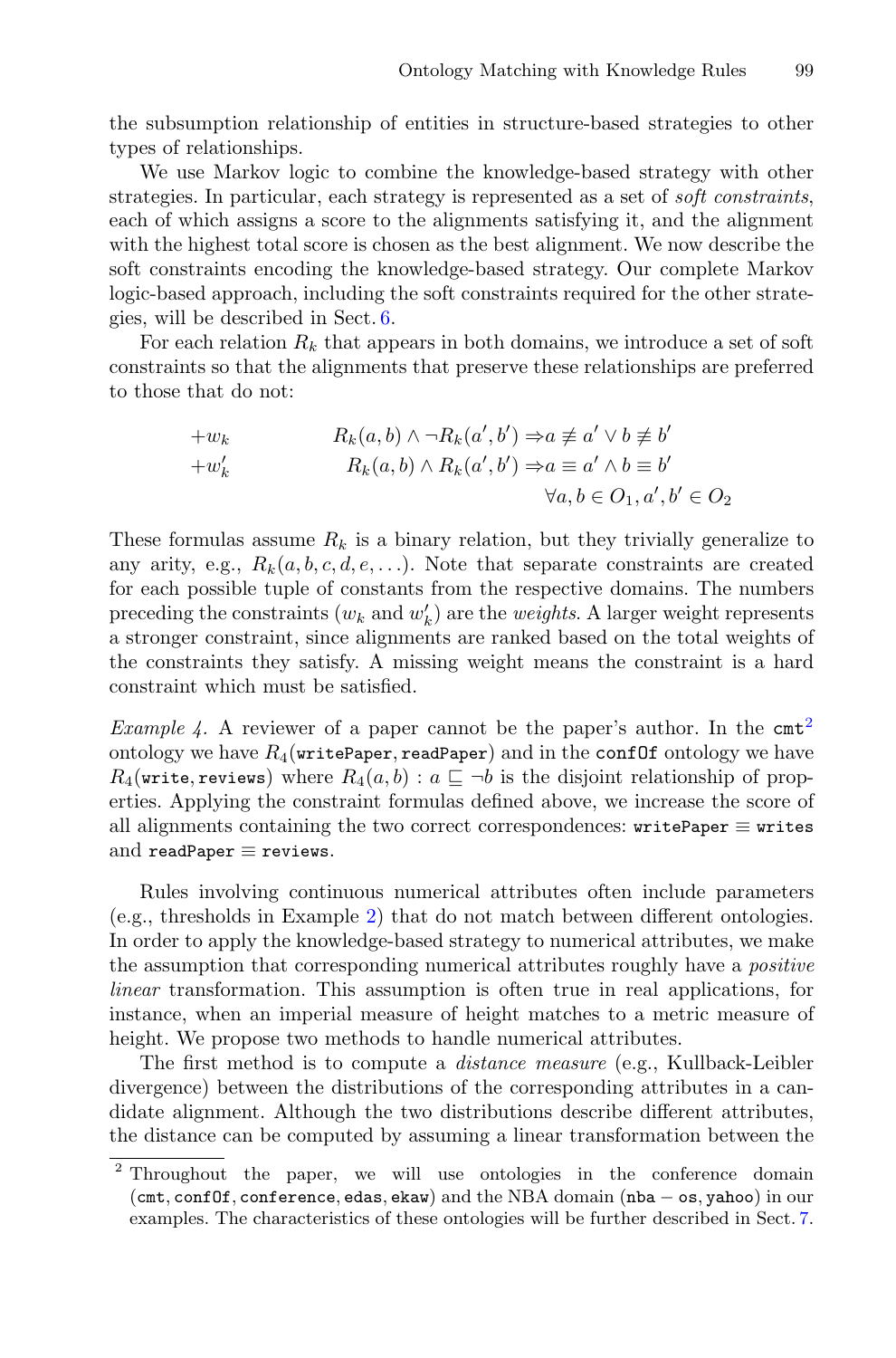the subsumption relationship of entities in structure-based strategies to other types of relationships.

We use Markov logic to combine the knowledge-based strategy with other strategies. In particular, each strategy is represented as a set of *soft constraints*, each of which assigns a score to the alignments satisfying it, and the alignment with the highest total score is chosen as the best alignment. We now describe the soft constraints encoding the knowledge-based strategy. Our complete Markov logic-based approach, including the soft constraints required for the other strategies, will be described in Sect. 6.

For each relation $R_k$ that appears in both domains, we introduce a set of soft constraints so that the alignments that preserve these relationships are preferred to those that do not:

$$
\begin{aligned}
+w_k \qquad & R_k(a,b) \wedge \neg R_k(a',b') \Rightarrow a \not\equiv a' \vee b \not\equiv b' \\
+w_k' \qquad & R_k(a,b) \wedge R_k(a',b') \Rightarrow a \equiv a' \wedge b \equiv b' \\
& \forall a,b \in O_1, a',b' \in O_2
\end{aligned}
$$

These formulas assume $R_k$ is a binary relation, but they trivially generalize to any arity, e.g., $R_k(a,b,c,d,e,\ldots)$. Note that separate constraints are created for each possible tuple of constants from the respective domains. The numbers preceding the constraints ($w_k$ and $w_k'$) are the *weights*. A larger weight represents a stronger constraint, since alignments are ranked based on the total weights of the constraints they satisfy. A missing weight means the constraint is a hard constraint which must be satisfied.

*Example 4.* A reviewer of a paper cannot be the paper's author. In the `cmt`[2] ontology we have $R_4(\texttt{writePaper}, \texttt{readPaper})$ and in the `confOf` ontology we have $R_4(\texttt{write}, \texttt{reviews})$ where $R_4(a,b) : a \sqsubseteq \neg b$ is the disjoint relationship of properties. Applying the constraint formulas defined above, we increase the score of all alignments containing the two correct correspondences: $\texttt{writePaper} \equiv \texttt{writes}$ and $\texttt{readPaper} \equiv \texttt{reviews}$.

Rules involving continuous numerical attributes often include parameters (e.g., thresholds in Example 2) that do not match between different ontologies. In order to apply the knowledge-based strategy to numerical attributes, we make the assumption that corresponding numerical attributes roughly have a *positive linear* transformation. This assumption is often true in real applications, for instance, when an imperial measure of height matches to a metric measure of height. We propose two methods to handle numerical attributes.

The first method is to compute a *distance measure* (e.g., Kullback-Leibler divergence) between the distributions of the corresponding attributes in a candidate alignment. Although the two distributions describe different attributes, the distance can be computed by assuming a linear transformation between the

[2] Throughout the paper, we will use ontologies in the conference domain (`cmt`, `confOf`, `conference`, `edas`, `ekaw`) and the NBA domain (`nba − os`, `yahoo`) in our examples. The characteristics of these ontologies will be further described in Sect. 7.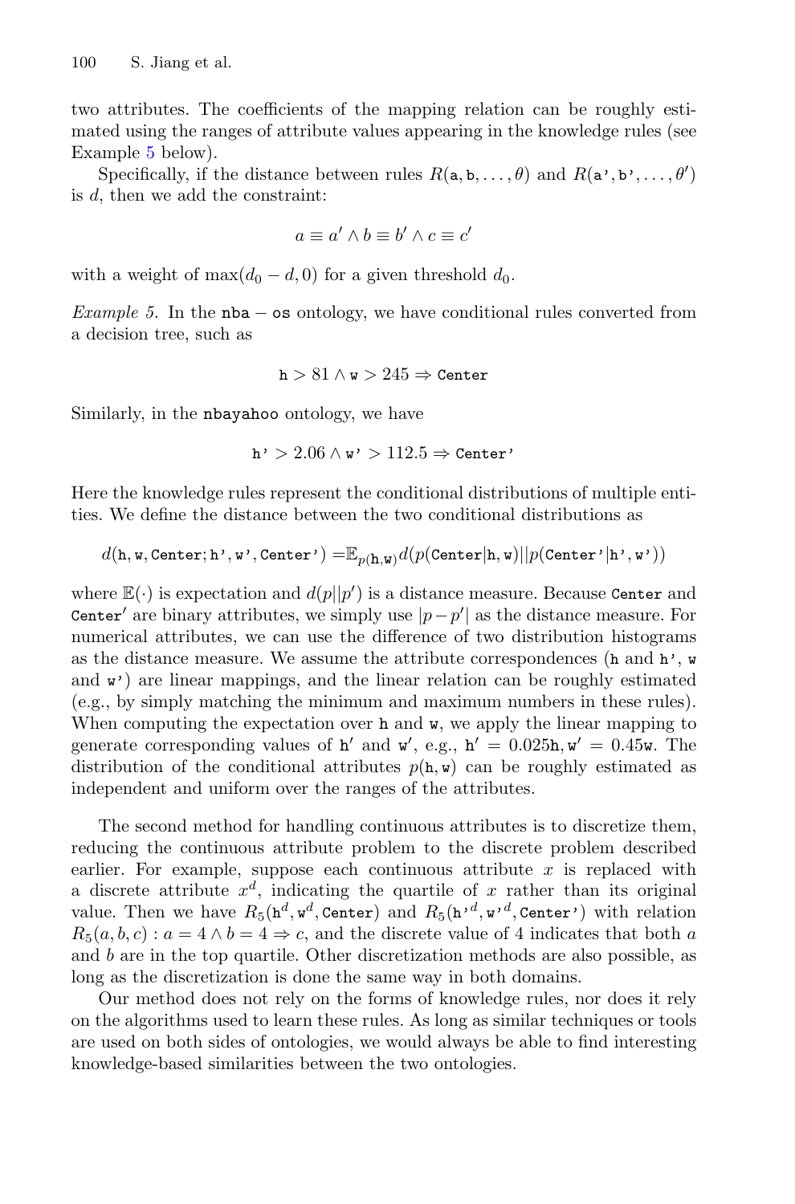two attributes. The coefficients of the mapping relation can be roughly estimated using the ranges of attribute values appearing in the knowledge rules (see Example 5 below).

Specifically, if the distance between rules $R(\texttt{a}, \texttt{b}, \ldots, \theta)$ and $R(\texttt{a'}, \texttt{b'}, \ldots, \theta')$ is $d$, then we add the constraint:

$$a \equiv a' \wedge b \equiv b' \wedge c \equiv c'$$

with a weight of $\max(d_0 - d, 0)$ for a given threshold $d_0$.

*Example 5.* In the $\texttt{nba} - \texttt{os}$ ontology, we have conditional rules converted from a decision tree, such as

$$\texttt{h} > 81 \wedge \texttt{w} > 245 \Rightarrow \texttt{Center}$$

Similarly, in the `nbayahoo` ontology, we have

$$\texttt{h'} > 2.06 \wedge \texttt{w'} > 112.5 \Rightarrow \texttt{Center'}$$

Here the knowledge rules represent the conditional distributions of multiple entities. We define the distance between the two conditional distributions as

$$d(\texttt{h}, \texttt{w}, \texttt{Center}; \texttt{h'}, \texttt{w'}, \texttt{Center'}) = \mathbb{E}_{p(\texttt{h},\texttt{w})} d(p(\texttt{Center}|\texttt{h}, \texttt{w})||p(\texttt{Center'}|\texttt{h'}, \texttt{w'}))$$

where $\mathbb{E}(\cdot)$ is expectation and $d(p||p')$ is a distance measure. Because `Center` and $\texttt{Center}'$ are binary attributes, we simply use $|p - p'|$ as the distance measure. For numerical attributes, we can use the difference of two distribution histograms as the distance measure. We assume the attribute correspondences (`h` and `h'`, `w` and `w'`) are linear mappings, and the linear relation can be roughly estimated (e.g., by simply matching the minimum and maximum numbers in these rules). When computing the expectation over `h` and `w`, we apply the linear mapping to generate corresponding values of $\texttt{h}'$ and $\texttt{w}'$, e.g., $\texttt{h}' = 0.025\texttt{h}, \texttt{w}' = 0.45\texttt{w}$. The distribution of the conditional attributes $p(\texttt{h}, \texttt{w})$ can be roughly estimated as independent and uniform over the ranges of the attributes.

The second method for handling continuous attributes is to discretize them, reducing the continuous attribute problem to the discrete problem described earlier. For example, suppose each continuous attribute $x$ is replaced with a discrete attribute $x^d$, indicating the quartile of $x$ rather than its original value. Then we have $R_5(\texttt{h}^d, \texttt{w}^d, \texttt{Center})$ and $R_5(\texttt{h'}^d, \texttt{w'}^d, \texttt{Center'})$ with relation $R_5(a, b, c) : a = 4 \wedge b = 4 \Rightarrow c$, and the discrete value of 4 indicates that both $a$ and $b$ are in the top quartile. Other discretization methods are also possible, as long as the discretization is done the same way in both domains.

Our method does not rely on the forms of knowledge rules, nor does it rely on the algorithms used to learn these rules. As long as similar techniques or tools are used on both sides of ontologies, we would always be able to find interesting knowledge-based similarities between the two ontologies.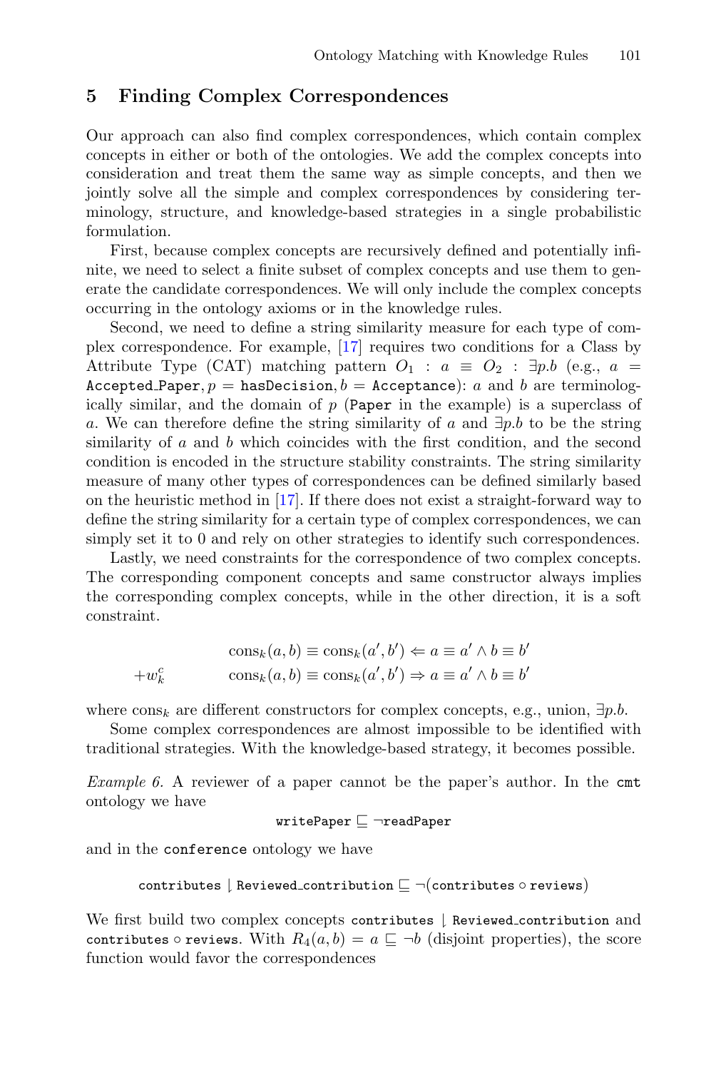## 5 Finding Complex Correspondences

Our approach can also find complex correspondences, which contain complex concepts in either or both of the ontologies. We add the complex concepts into consideration and treat them the same way as simple concepts, and then we jointly solve all the simple and complex correspondences by considering terminology, structure, and knowledge-based strategies in a single probabilistic formulation.

First, because complex concepts are recursively defined and potentially infinite, we need to select a finite subset of complex concepts and use them to generate the candidate correspondences. We will only include the complex concepts occurring in the ontology axioms or in the knowledge rules.

Second, we need to define a string similarity measure for each type of complex correspondence. For example, [17] requires two conditions for a Class by Attribute Type (CAT) matching pattern $O_1 : a \equiv O_2 : \exists p.b$ (e.g., $a =$ `Accepted_Paper`, $p =$ `hasDecision`, $b =$ `Acceptance`): $a$ and $b$ are terminologically similar, and the domain of $p$ (`Paper` in the example) is a superclass of $a$. We can therefore define the string similarity of $a$ and $\exists p.b$ to be the string similarity of $a$ and $b$ which coincides with the first condition, and the second condition is encoded in the structure stability constraints. The string similarity measure of many other types of correspondences can be defined similarly based on the heuristic method in [17]. If there does not exist a straight-forward way to define the string similarity for a certain type of complex correspondences, we can simply set it to 0 and rely on other strategies to identify such correspondences.

Lastly, we need constraints for the correspondence of two complex concepts. The corresponding component concepts and same constructor always implies the corresponding complex concepts, while in the other direction, it is a soft constraint.

$$
\begin{aligned}
& \mathrm{cons}_k(a,b) \equiv \mathrm{cons}_k(a',b') \Leftarrow a \equiv a' \wedge b \equiv b' \\
+w_k^c \qquad & \mathrm{cons}_k(a,b) \equiv \mathrm{cons}_k(a',b') \Rightarrow a \equiv a' \wedge b \equiv b'
\end{aligned}
$$

where $\mathrm{cons}_k$ are different constructors for complex concepts, e.g., union, $\exists p.b$.

Some complex correspondences are almost impossible to be identified with traditional strategies. With the knowledge-based strategy, it becomes possible.

*Example 6.* A reviewer of a paper cannot be the paper's author. In the `cmt` ontology we have

$$\texttt{writePaper} \sqsubseteq \neg\texttt{readPaper}$$

and in the `conference` ontology we have

$$\texttt{contributes} \upharpoonright \texttt{Reviewed\_contribution} \sqsubseteq \neg(\texttt{contributes} \circ \texttt{reviews})$$

We first build two complex concepts `contributes` $\upharpoonright$ `Reviewed_contribution` and `contributes` $\circ$ `reviews`. With $R_4(a,b) = a \sqsubseteq \neg b$ (disjoint properties), the score function would favor the correspondences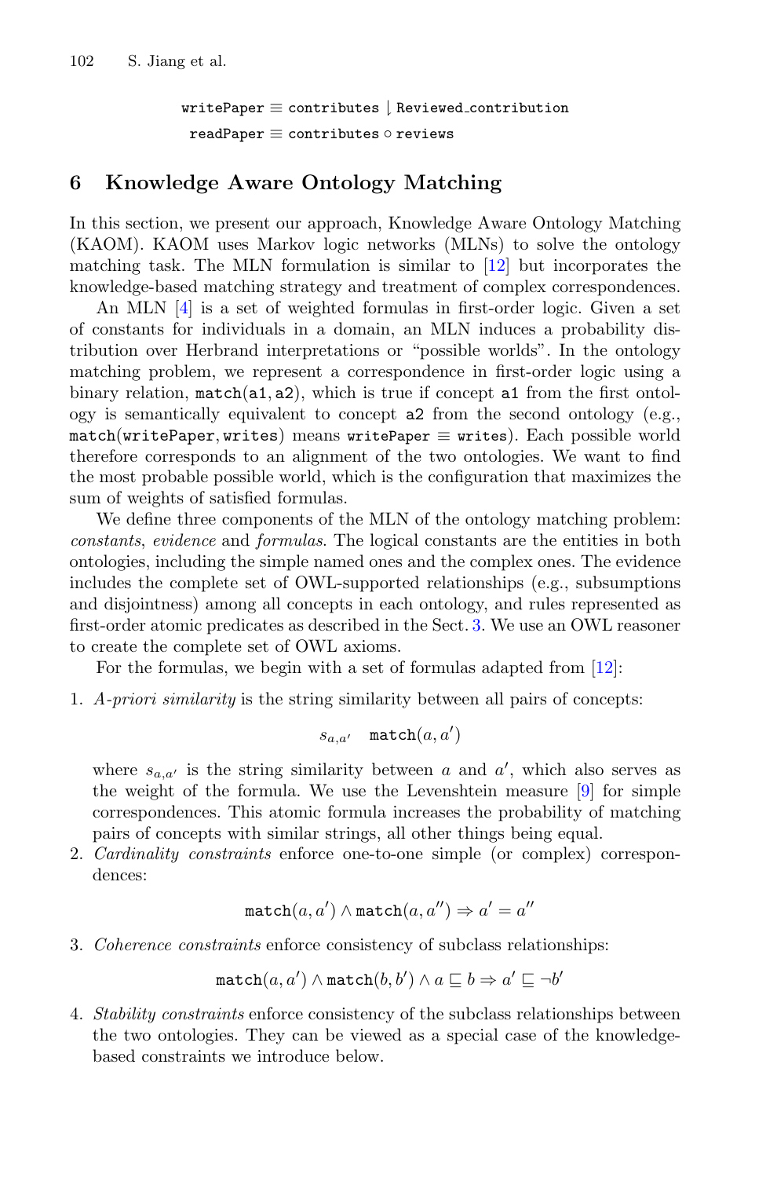$$\texttt{writePaper} \equiv \texttt{contributes} \downharpoonright \texttt{Reviewed\_contribution}$$

$$\texttt{readPaper} \equiv \texttt{contributes} \circ \texttt{reviews}$$

## 6 Knowledge Aware Ontology Matching

In this section, we present our approach, Knowledge Aware Ontology Matching (KAOM). KAOM uses Markov logic networks (MLNs) to solve the ontology matching task. The MLN formulation is similar to [12] but incorporates the knowledge-based matching strategy and treatment of complex correspondences.

An MLN [4] is a set of weighted formulas in first-order logic. Given a set of constants for individuals in a domain, an MLN induces a probability distribution over Herbrand interpretations or "possible worlds". In the ontology matching problem, we represent a correspondence in first-order logic using a binary relation, `match(a1, a2)`, which is true if concept `a1` from the first ontology is semantically equivalent to concept `a2` from the second ontology (e.g., `match(writePaper, writes)` means `writePaper` $\equiv$ `writes`). Each possible world therefore corresponds to an alignment of the two ontologies. We want to find the most probable possible world, which is the configuration that maximizes the sum of weights of satisfied formulas.

We define three components of the MLN of the ontology matching problem: *constants*, *evidence* and *formulas*. The logical constants are the entities in both ontologies, including the simple named ones and the complex ones. The evidence includes the complete set of OWL-supported relationships (e.g., subsumptions and disjointness) among all concepts in each ontology, and rules represented as first-order atomic predicates as described in the Sect. 3. We use an OWL reasoner to create the complete set of OWL axioms.

For the formulas, we begin with a set of formulas adapted from [12]:

1. *A-priori similarity* is the string similarity between all pairs of concepts:

$$s_{a,a'} \quad \texttt{match}(a, a')$$

   where $s_{a,a'}$ is the string similarity between $a$ and $a'$, which also serves as the weight of the formula. We use the Levenshtein measure [9] for simple correspondences. This atomic formula increases the probability of matching pairs of concepts with similar strings, all other things being equal.

2. *Cardinality constraints* enforce one-to-one simple (or complex) correspondences:

$$\texttt{match}(a, a') \wedge \texttt{match}(a, a'') \Rightarrow a' = a''$$

3. *Coherence constraints* enforce consistency of subclass relationships:

$$\texttt{match}(a, a') \wedge \texttt{match}(b, b') \wedge a \sqsubseteq b \Rightarrow a' \sqsubseteq \neg b'$$

4. *Stability constraints* enforce consistency of the subclass relationships between the two ontologies. They can be viewed as a special case of the knowledge-based constraints we introduce below.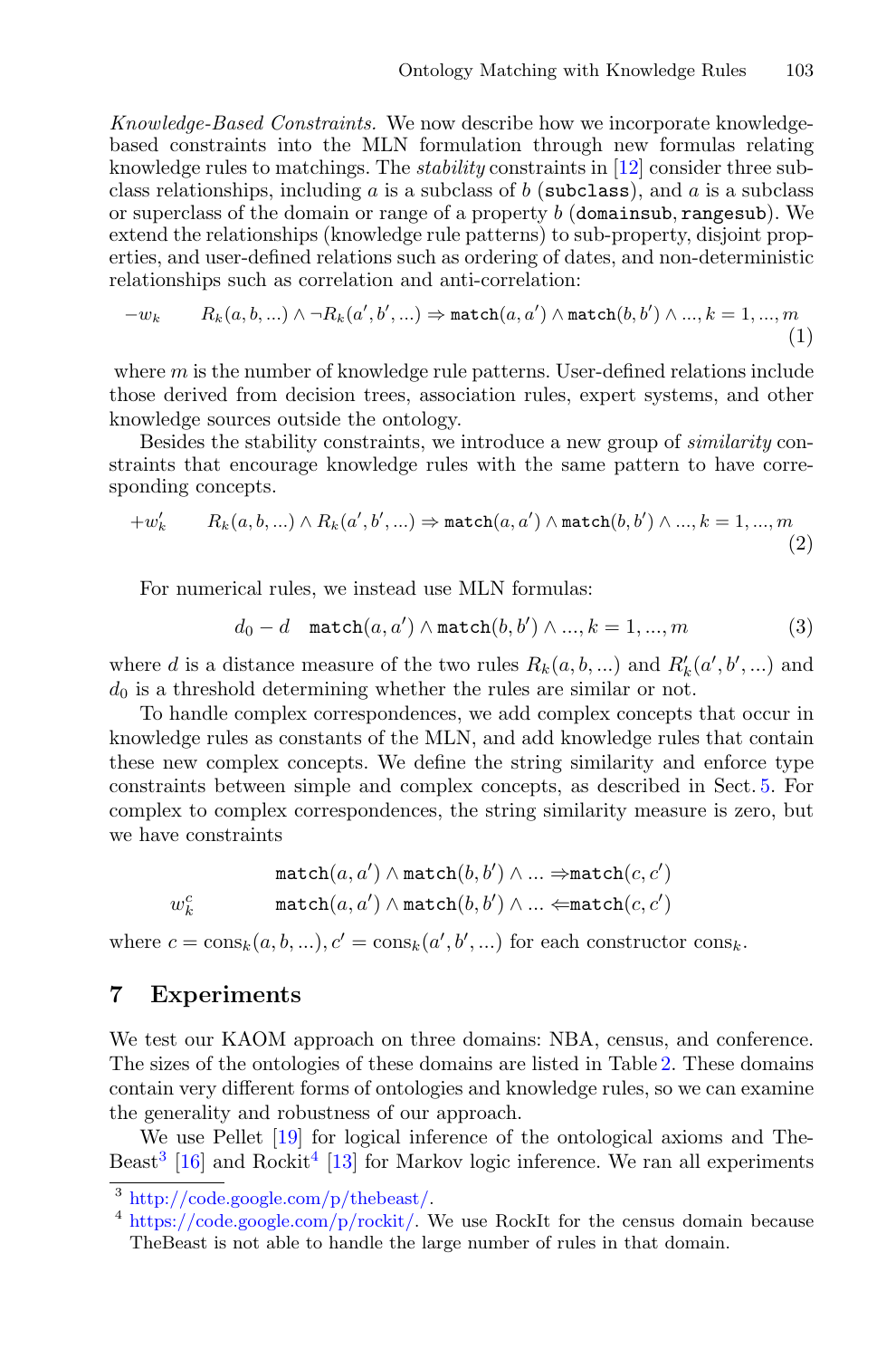*Knowledge-Based Constraints.* We now describe how we incorporate knowledge-based constraints into the MLN formulation through new formulas relating knowledge rules to matchings. The *stability* constraints in [12] consider three subclass relationships, including $a$ is a subclass of $b$ (`subclass`), and $a$ is a subclass or superclass of the domain or range of a property $b$ (`domainsub`, `rangesub`). We extend the relationships (knowledge rule patterns) to sub-property, disjoint properties, and user-defined relations such as ordering of dates, and non-deterministic relationships such as correlation and anti-correlation:

$$-w_k \qquad R_k(a,b,...) \wedge \neg R_k(a',b',...) \Rightarrow \texttt{match}(a,a') \wedge \texttt{match}(b,b') \wedge ..., k=1,...,m \tag{1}$$

where $m$ is the number of knowledge rule patterns. User-defined relations include those derived from decision trees, association rules, expert systems, and other knowledge sources outside the ontology.

Besides the stability constraints, we introduce a new group of *similarity* constraints that encourage knowledge rules with the same pattern to have corresponding concepts.

$$+w'_k \qquad R_k(a,b,...) \wedge R_k(a',b',...) \Rightarrow \texttt{match}(a,a') \wedge \texttt{match}(b,b') \wedge ..., k=1,...,m \tag{2}$$

For numerical rules, we instead use MLN formulas:

$$d_0 - d \quad \texttt{match}(a,a') \wedge \texttt{match}(b,b') \wedge ..., k=1,...,m \tag{3}$$

where $d$ is a distance measure of the two rules $R_k(a,b,...)$ and $R'_k(a',b',...)$ and $d_0$ is a threshold determining whether the rules are similar or not.

To handle complex correspondences, we add complex concepts that occur in knowledge rules as constants of the MLN, and add knowledge rules that contain these new complex concepts. We define the string similarity and enforce type constraints between simple and complex concepts, as described in Sect. 5. For complex to complex correspondences, the string similarity measure is zero, but we have constraints

$$w_k^c \qquad \begin{array}{l} \texttt{match}(a,a') \wedge \texttt{match}(b,b') \wedge ... \Rightarrow \texttt{match}(c,c') \\ \texttt{match}(a,a') \wedge \texttt{match}(b,b') \wedge ... \Leftarrow \texttt{match}(c,c') \end{array}$$

where $c = \text{cons}_k(a,b,...)$, $c' = \text{cons}_k(a',b',...)$ for each constructor $\text{cons}_k$.

## 7 Experiments

We test our KAOM approach on three domains: NBA, census, and conference. The sizes of the ontologies of these domains are listed in Table 2. These domains contain very different forms of ontologies and knowledge rules, so we can examine the generality and robustness of our approach.

We use Pellet [19] for logical inference of the ontological axioms and TheBeast[3] [16] and Rockit[4] [13] for Markov logic inference. We ran all experiments

[3] http://code.google.com/p/thebeast/.

[4] https://code.google.com/p/rockit/. We use RockIt for the census domain because TheBeast is not able to handle the large number of rules in that domain.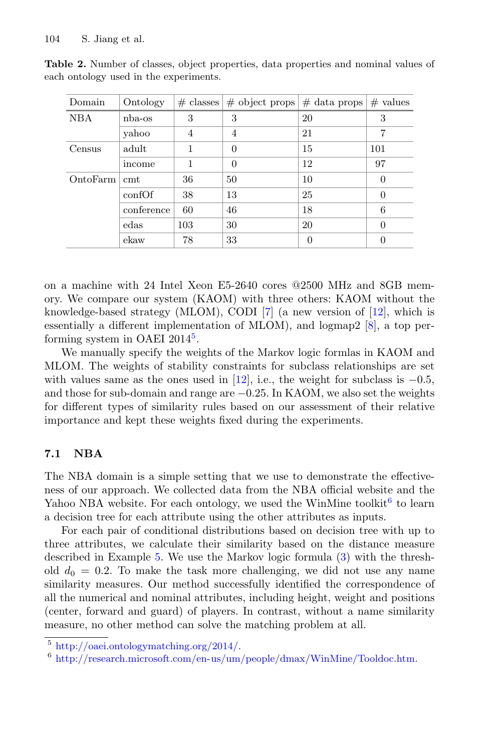**Table 2.** Number of classes, object properties, data properties and nominal values of each ontology used in the experiments.

| Domain | Ontology | # classes | # object props | # data props | # values |
|---|---|---|---|---|---|
| NBA | nba-os | 3 | 3 | 20 | 3 |
| | yahoo | 4 | 4 | 21 | 7 |
| Census | adult | 1 | 0 | 15 | 101 |
| | income | 1 | 0 | 12 | 97 |
| OntoFarm | cmt | 36 | 50 | 10 | 0 |
| | confOf | 38 | 13 | 25 | 0 |
| | conference | 60 | 46 | 18 | 6 |
| | edas | 103 | 30 | 20 | 0 |
| | ekaw | 78 | 33 | 0 | 0 |

on a machine with 24 Intel Xeon E5-2640 cores @2500 MHz and 8GB memory. We compare our system (KAOM) with three others: KAOM without the knowledge-based strategy (MLOM), CODI [7] (a new version of [12], which is essentially a different implementation of MLOM), and logmap2 [8], a top performing system in OAEI 2014[5].

We manually specify the weights of the Markov logic formlas in KAOM and MLOM. The weights of stability constraints for subclass relationships are set with values same as the ones used in [12], i.e., the weight for subclass is $-0.5$, and those for sub-domain and range are $-0.25$. In KAOM, we also set the weights for different types of similarity rules based on our assessment of their relative importance and kept these weights fixed during the experiments.

### 7.1 NBA

The NBA domain is a simple setting that we use to demonstrate the effectiveness of our approach. We collected data from the NBA official website and the Yahoo NBA website. For each ontology, we used the WinMine toolkit[6] to learn a decision tree for each attribute using the other attributes as inputs.

For each pair of conditional distributions based on decision tree with up to three attributes, we calculate their similarity based on the distance measure described in Example 5. We use the Markov logic formula (3) with the threshold $d_0 = 0.2$. To make the task more challenging, we did not use any name similarity measures. Our method successfully identified the correspondence of all the numerical and nominal attributes, including height, weight and positions (center, forward and guard) of players. In contrast, without a name similarity measure, no other method can solve the matching problem at all.

[5] http://oaei.ontologymatching.org/2014/.

[6] http://research.microsoft.com/en-us/um/people/dmax/WinMine/Tooldoc.htm.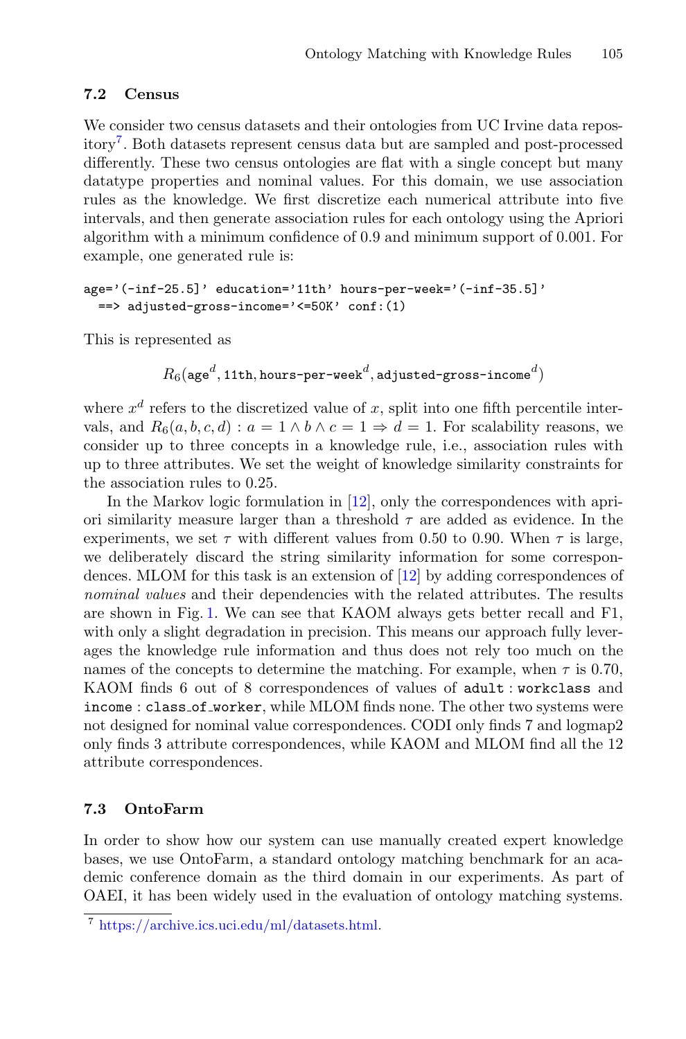### 7.2 Census

We consider two census datasets and their ontologies from UC Irvine data repository[7]. Both datasets represent census data but are sampled and post-processed differently. These two census ontologies are flat with a single concept but many datatype properties and nominal values. For this domain, we use association rules as the knowledge. We first discretize each numerical attribute into five intervals, and then generate association rules for each ontology using the Apriori algorithm with a minimum confidence of 0.9 and minimum support of 0.001. For example, one generated rule is:

```
age='(-inf-25.5]' education='11th' hours-per-week='(-inf-35.5]'
  ==> adjusted-gross-income='<=50K' conf:(1)
```

This is represented as

$$R_6(\texttt{age}^d, \texttt{11th}, \texttt{hours-per-week}^d, \texttt{adjusted-gross-income}^d)$$

where $x^d$ refers to the discretized value of $x$, split into one fifth percentile intervals, and $R_6(a, b, c, d) : a = 1 \wedge b \wedge c = 1 \Rightarrow d = 1$. For scalability reasons, we consider up to three concepts in a knowledge rule, i.e., association rules with up to three attributes. We set the weight of knowledge similarity constraints for the association rules to 0.25.

In the Markov logic formulation in [12], only the correspondences with apriori similarity measure larger than a threshold $\tau$ are added as evidence. In the experiments, we set $\tau$ with different values from 0.50 to 0.90. When $\tau$ is large, we deliberately discard the string similarity information for some correspondences. MLOM for this task is an extension of [12] by adding correspondences of *nominal values* and their dependencies with the related attributes. The results are shown in Fig. 1. We can see that KAOM always gets better recall and F1, with only a slight degradation in precision. This means our approach fully leverages the knowledge rule information and thus does not rely too much on the names of the concepts to determine the matching. For example, when $\tau$ is 0.70, KAOM finds 6 out of 8 correspondences of values of `adult : workclass` and `income : class_of_worker`, while MLOM finds none. The other two systems were not designed for nominal value correspondences. CODI only finds 7 and logmap2 only finds 3 attribute correspondences, while KAOM and MLOM find all the 12 attribute correspondences.

### 7.3 OntoFarm

In order to show how our system can use manually created expert knowledge bases, we use OntoFarm, a standard ontology matching benchmark for an academic conference domain as the third domain in our experiments. As part of OAEI, it has been widely used in the evaluation of ontology matching systems.

[7] https://archive.ics.uci.edu/ml/datasets.html.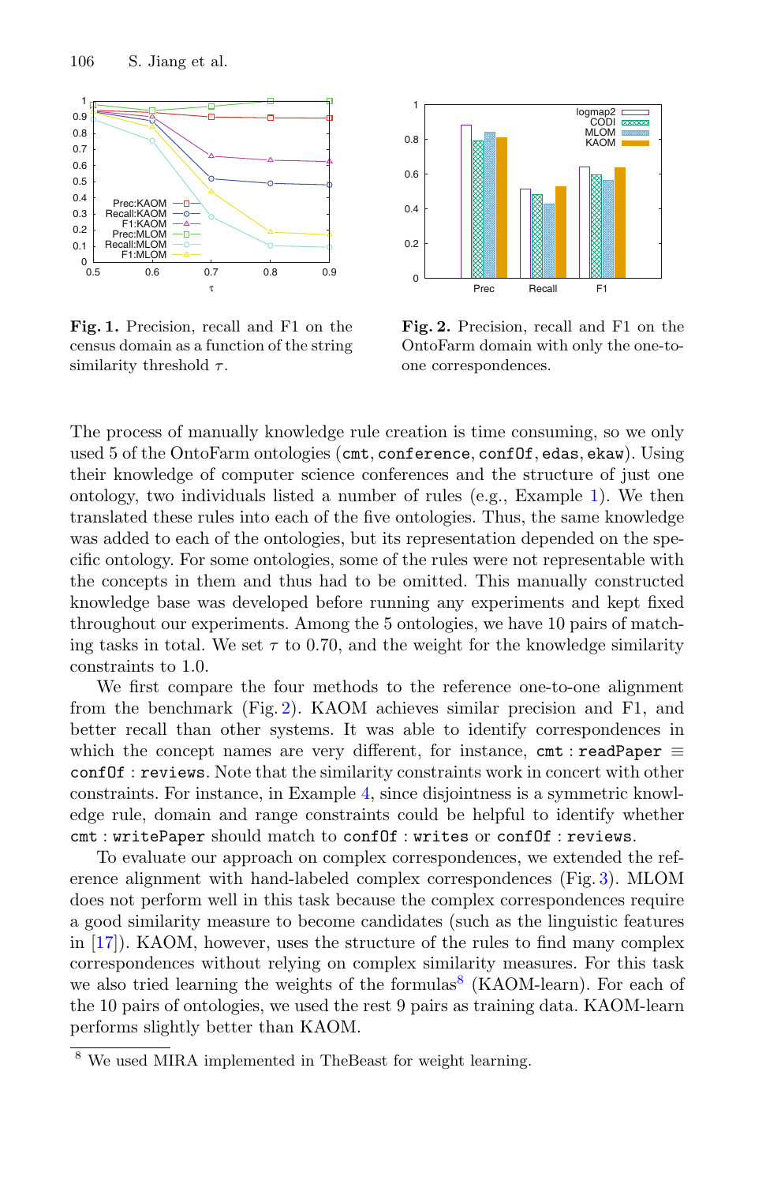**Fig. 1.** Precision, recall and F1 on the census domain as a function of the string similarity threshold $\tau$.

**Fig. 2.** Precision, recall and F1 on the OntoFarm domain with only the one-to-one correspondences.

The process of manually knowledge rule creation is time consuming, so we only used 5 of the OntoFarm ontologies (`cmt`, `conference`, `confOf`, `edas`, `ekaw`). Using their knowledge of computer science conferences and the structure of just one ontology, two individuals listed a number of rules (e.g., Example 1). We then translated these rules into each of the five ontologies. Thus, the same knowledge was added to each of the ontologies, but its representation depended on the specific ontology. For some ontologies, some of the rules were not representable with the concepts in them and thus had to be omitted. This manually constructed knowledge base was developed before running any experiments and kept fixed throughout our experiments. Among the 5 ontologies, we have 10 pairs of matching tasks in total. We set $\tau$ to 0.70, and the weight for the knowledge similarity constraints to 1.0.

We first compare the four methods to the reference one-to-one alignment from the benchmark (Fig. 2). KAOM achieves similar precision and F1, and better recall than other systems. It was able to identify correspondences in which the concept names are very different, for instance, `cmt` : `readPaper` $\equiv$ `confOf` : `reviews`. Note that the similarity constraints work in concert with other constraints. For instance, in Example 4, since disjointness is a symmetric knowledge rule, domain and range constraints could be helpful to identify whether `cmt` : `writePaper` should match to `confOf` : `writes` or `confOf` : `reviews`.

To evaluate our approach on complex correspondences, we extended the reference alignment with hand-labeled complex correspondences (Fig. 3). MLOM does not perform well in this task because the complex correspondences require a good similarity measure to become candidates (such as the linguistic features in [17]). KAOM, however, uses the structure of the rules to find many complex correspondences without relying on complex similarity measures. For this task we also tried learning the weights of the formulas[8] (KAOM-learn). For each of the 10 pairs of ontologies, we used the rest 9 pairs as training data. KAOM-learn performs slightly better than KAOM.

[8] We used MIRA implemented in TheBeast for weight learning.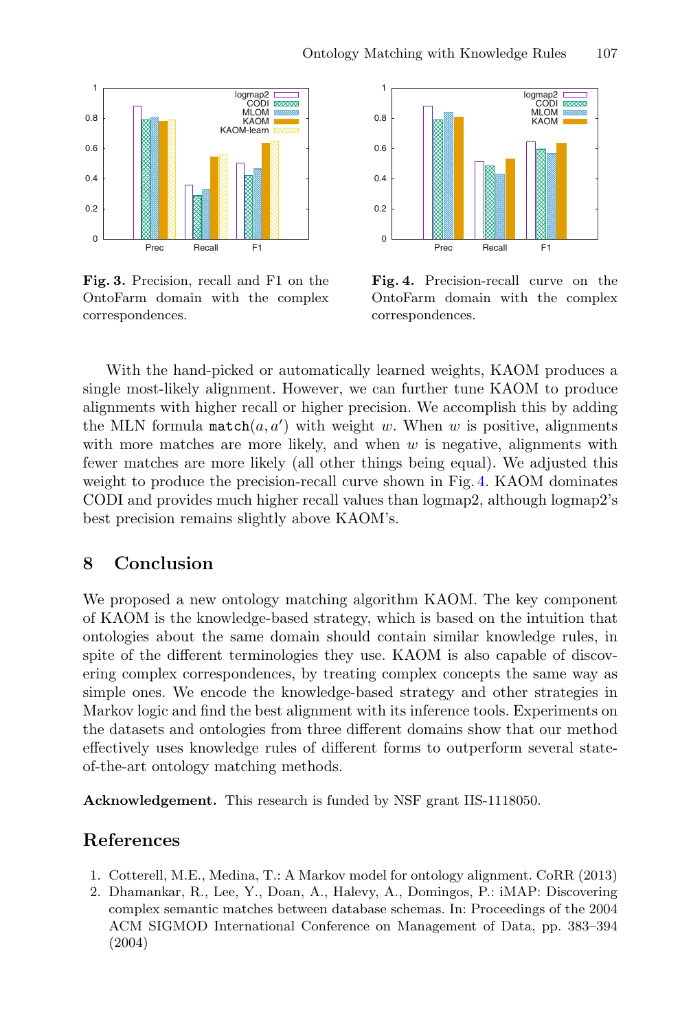**Fig. 3.** Precision, recall and F1 on the OntoFarm domain with the complex correspondences.

**Fig. 4.** Precision-recall curve on the OntoFarm domain with the complex correspondences.

With the hand-picked or automatically learned weights, KAOM produces a single most-likely alignment. However, we can further tune KAOM to produce alignments with higher recall or higher precision. We accomplish this by adding the MLN formula $\texttt{match}(a, a')$ with weight $w$. When $w$ is positive, alignments with more matches are more likely, and when $w$ is negative, alignments with fewer matches are more likely (all other things being equal). We adjusted this weight to produce the precision-recall curve shown in Fig. 4. KAOM dominates CODI and provides much higher recall values than logmap2, although logmap2's best precision remains slightly above KAOM's.

## 8 Conclusion

We proposed a new ontology matching algorithm KAOM. The key component of KAOM is the knowledge-based strategy, which is based on the intuition that ontologies about the same domain should contain similar knowledge rules, in spite of the different terminologies they use. KAOM is also capable of discovering complex correspondences, by treating complex concepts the same way as simple ones. We encode the knowledge-based strategy and other strategies in Markov logic and find the best alignment with its inference tools. Experiments on the datasets and ontologies from three different domains show that our method effectively uses knowledge rules of different forms to outperform several state-of-the-art ontology matching methods.

**Acknowledgement.** This research is funded by NSF grant IIS-1118050.

## References

1. Cotterell, M.E., Medina, T.: A Markov model for ontology alignment. CoRR (2013)
2. Dhamankar, R., Lee, Y., Doan, A., Halevy, A., Domingos, P.: iMAP: Discovering complex semantic matches between database schemas. In: Proceedings of the 2004 ACM SIGMOD International Conference on Management of Data, pp. 383–394 (2004)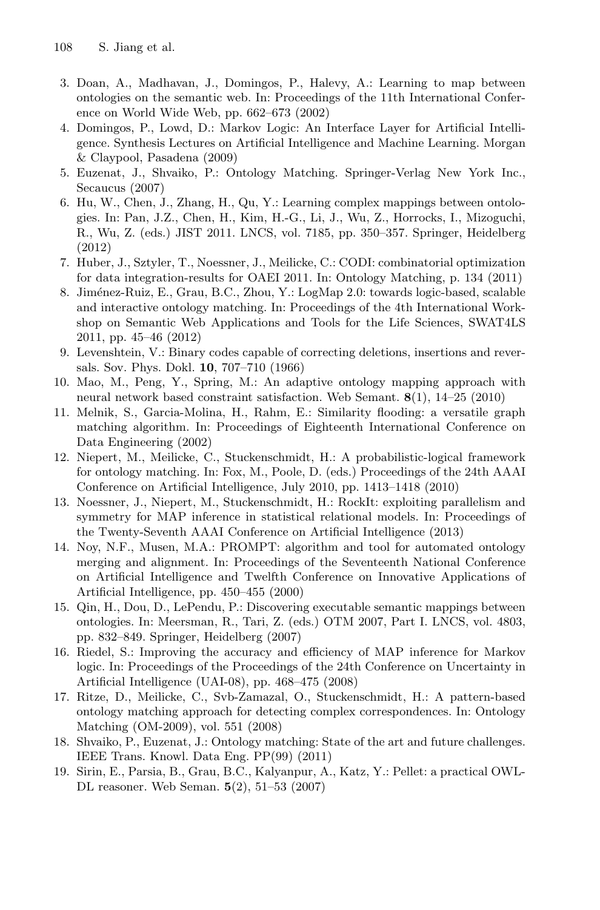3. Doan, A., Madhavan, J., Domingos, P., Halevy, A.: Learning to map between ontologies on the semantic web. In: Proceedings of the 11th International Conference on World Wide Web, pp. 662–673 (2002)
4. Domingos, P., Lowd, D.: Markov Logic: An Interface Layer for Artificial Intelligence. Synthesis Lectures on Artificial Intelligence and Machine Learning. Morgan & Claypool, Pasadena (2009)
5. Euzenat, J., Shvaiko, P.: Ontology Matching. Springer-Verlag New York Inc., Secaucus (2007)
6. Hu, W., Chen, J., Zhang, H., Qu, Y.: Learning complex mappings between ontologies. In: Pan, J.Z., Chen, H., Kim, H.-G., Li, J., Wu, Z., Horrocks, I., Mizoguchi, R., Wu, Z. (eds.) JIST 2011. LNCS, vol. 7185, pp. 350–357. Springer, Heidelberg (2012)
7. Huber, J., Sztyler, T., Noessner, J., Meilicke, C.: CODI: combinatorial optimization for data integration-results for OAEI 2011. In: Ontology Matching, p. 134 (2011)
8. Jiménez-Ruiz, E., Grau, B.C., Zhou, Y.: LogMap 2.0: towards logic-based, scalable and interactive ontology matching. In: Proceedings of the 4th International Workshop on Semantic Web Applications and Tools for the Life Sciences, SWAT4LS 2011, pp. 45–46 (2012)
9. Levenshtein, V.: Binary codes capable of correcting deletions, insertions and reversals. Sov. Phys. Dokl. **10**, 707–710 (1966)
10. Mao, M., Peng, Y., Spring, M.: An adaptive ontology mapping approach with neural network based constraint satisfaction. Web Semant. **8**(1), 14–25 (2010)
11. Melnik, S., Garcia-Molina, H., Rahm, E.: Similarity flooding: a versatile graph matching algorithm. In: Proceedings of Eighteenth International Conference on Data Engineering (2002)
12. Niepert, M., Meilicke, C., Stuckenschmidt, H.: A probabilistic-logical framework for ontology matching. In: Fox, M., Poole, D. (eds.) Proceedings of the 24th AAAI Conference on Artificial Intelligence, July 2010, pp. 1413–1418 (2010)
13. Noessner, J., Niepert, M., Stuckenschmidt, H.: RockIt: exploiting parallelism and symmetry for MAP inference in statistical relational models. In: Proceedings of the Twenty-Seventh AAAI Conference on Artificial Intelligence (2013)
14. Noy, N.F., Musen, M.A.: PROMPT: algorithm and tool for automated ontology merging and alignment. In: Proceedings of the Seventeenth National Conference on Artificial Intelligence and Twelfth Conference on Innovative Applications of Artificial Intelligence, pp. 450–455 (2000)
15. Qin, H., Dou, D., LePendu, P.: Discovering executable semantic mappings between ontologies. In: Meersman, R., Tari, Z. (eds.) OTM 2007, Part I. LNCS, vol. 4803, pp. 832–849. Springer, Heidelberg (2007)
16. Riedel, S.: Improving the accuracy and efficiency of MAP inference for Markov logic. In: Proceedings of the Proceedings of the 24th Conference on Uncertainty in Artificial Intelligence (UAI-08), pp. 468–475 (2008)
17. Ritze, D., Meilicke, C., Svb-Zamazal, O., Stuckenschmidt, H.: A pattern-based ontology matching approach for detecting complex correspondences. In: Ontology Matching (OM-2009), vol. 551 (2008)
18. Shvaiko, P., Euzenat, J.: Ontology matching: State of the art and future challenges. IEEE Trans. Knowl. Data Eng. PP(99) (2011)
19. Sirin, E., Parsia, B., Grau, B.C., Kalyanpur, A., Katz, Y.: Pellet: a practical OWL-DL reasoner. Web Seman. **5**(2), 51–53 (2007)